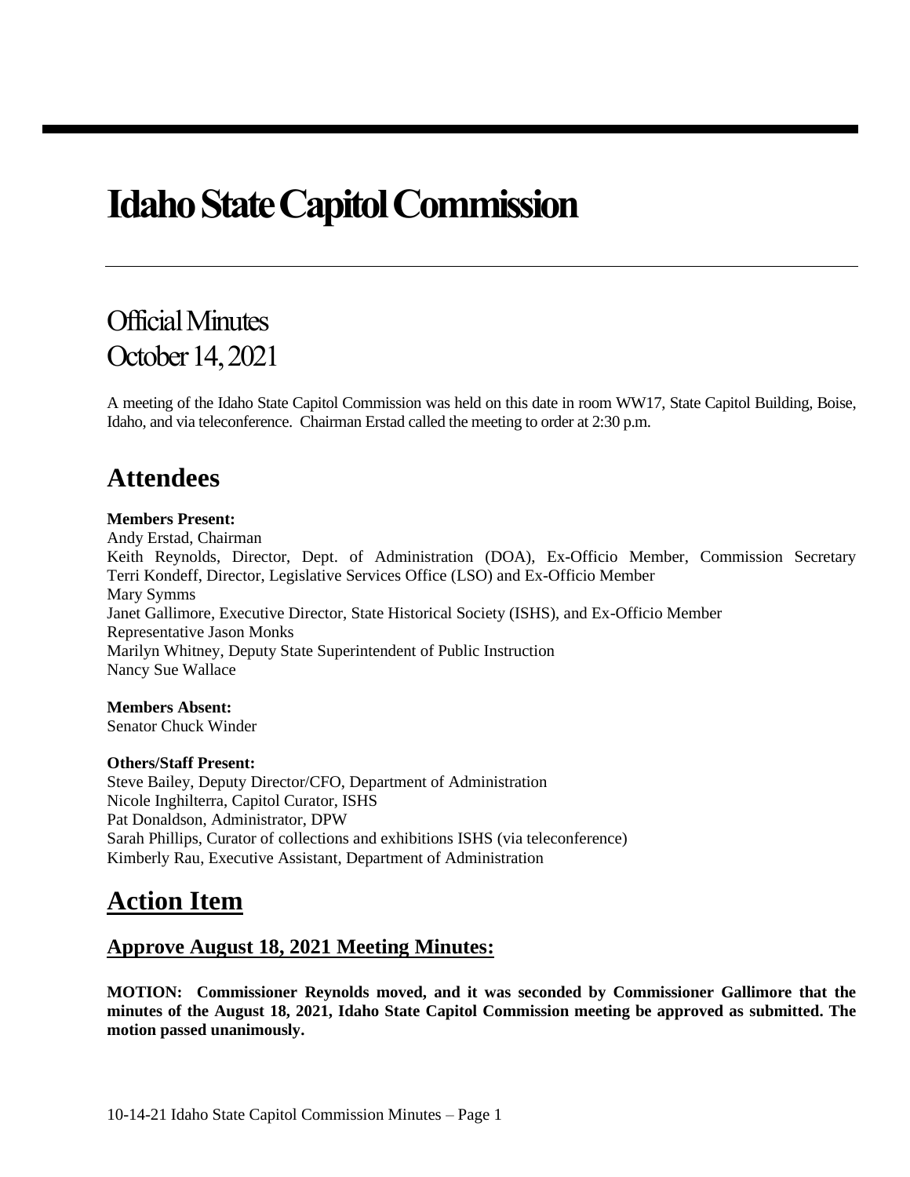# Idaho State Capitol Commission

## Official Minutes
## October 14, 2021

A meeting of the Idaho State Capitol Commission was held on this date in room WW17, State Capitol Building, Boise, Idaho, and via teleconference. Chairman Erstad called the meeting to order at 2:30 p.m.

## Attendees

**Members Present:**
Andy Erstad, Chairman
Keith Reynolds, Director, Dept. of Administration (DOA), Ex-Officio Member, Commission Secretary
Terri Kondeff, Director, Legislative Services Office (LSO) and Ex-Officio Member
Mary Symms
Janet Gallimore, Executive Director, State Historical Society (ISHS), and Ex-Officio Member
Representative Jason Monks
Marilyn Whitney, Deputy State Superintendent of Public Instruction
Nancy Sue Wallace

**Members Absent:**
Senator Chuck Winder

**Others/Staff Present:**
Steve Bailey, Deputy Director/CFO, Department of Administration
Nicole Inghilterra, Capitol Curator, ISHS
Pat Donaldson, Administrator, DPW
Sarah Phillips, Curator of collections and exhibitions ISHS (via teleconference)
Kimberly Rau, Executive Assistant, Department of Administration

## Action Item

### Approve August 18, 2021 Meeting Minutes:

**MOTION: Commissioner Reynolds moved, and it was seconded by Commissioner Gallimore that the minutes of the August 18, 2021, Idaho State Capitol Commission meeting be approved as submitted. The motion passed unanimously.**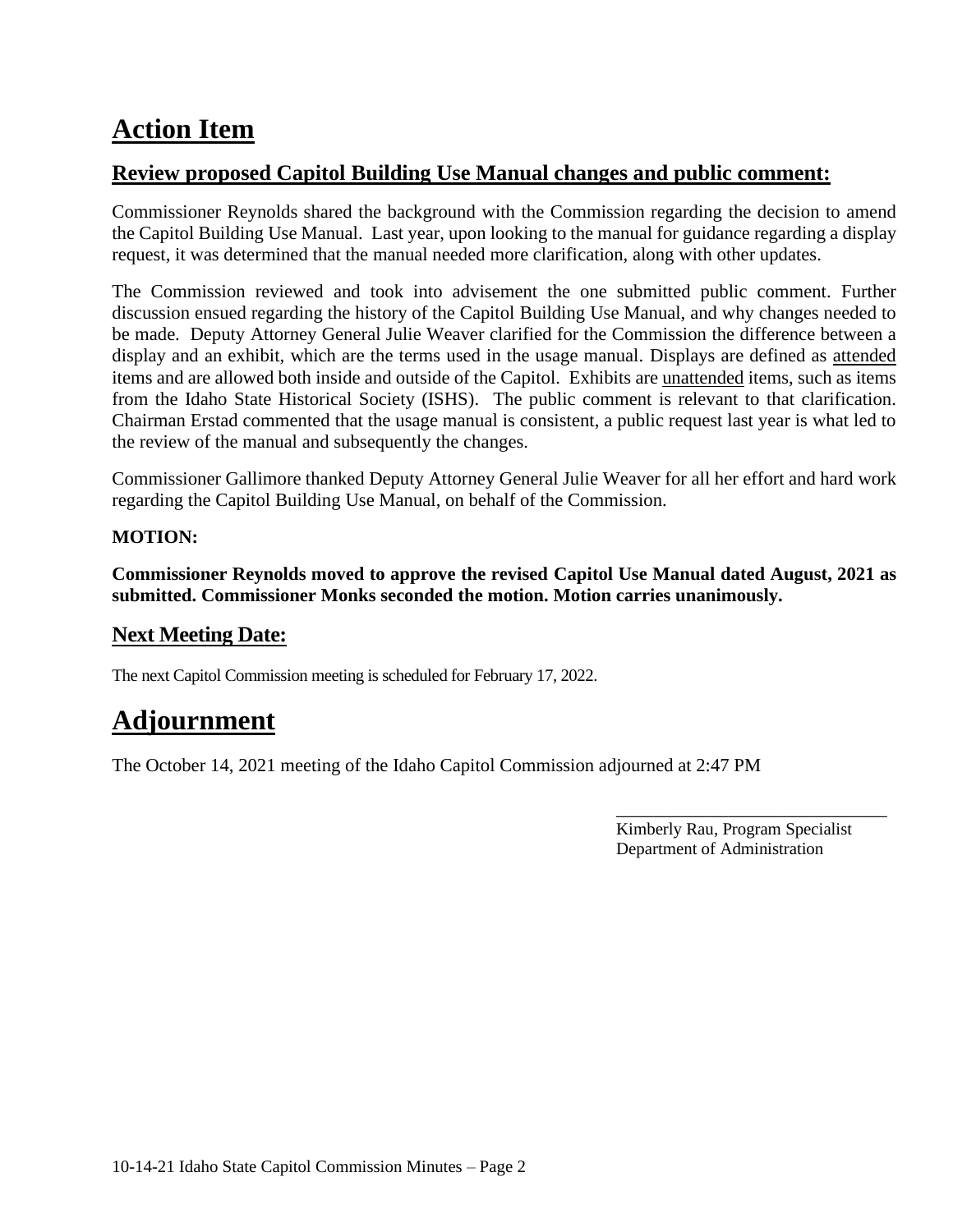# Action Item

## Review proposed Capitol Building Use Manual changes and public comment:

Commissioner Reynolds shared the background with the Commission regarding the decision to amend the Capitol Building Use Manual. Last year, upon looking to the manual for guidance regarding a display request, it was determined that the manual needed more clarification, along with other updates.

The Commission reviewed and took into advisement the one submitted public comment. Further discussion ensued regarding the history of the Capitol Building Use Manual, and why changes needed to be made. Deputy Attorney General Julie Weaver clarified for the Commission the difference between a display and an exhibit, which are the terms used in the usage manual. Displays are defined as attended items and are allowed both inside and outside of the Capitol. Exhibits are unattended items, such as items from the Idaho State Historical Society (ISHS). The public comment is relevant to that clarification. Chairman Erstad commented that the usage manual is consistent, a public request last year is what led to the review of the manual and subsequently the changes.

Commissioner Gallimore thanked Deputy Attorney General Julie Weaver for all her effort and hard work regarding the Capitol Building Use Manual, on behalf of the Commission.

**MOTION:**

**Commissioner Reynolds moved to approve the revised Capitol Use Manual dated August, 2021 as submitted. Commissioner Monks seconded the motion. Motion carries unanimously.**

## Next Meeting Date:

The next Capitol Commission meeting is scheduled for February 17, 2022.

# Adjournment

The October 14, 2021 meeting of the Idaho Capitol Commission adjourned at 2:47 PM

\_\_\_\_\_\_\_\_\_\_\_\_\_\_\_\_\_\_\_\_\_\_\_\_\_\_\_\_\_\_
Kimberly Rau, Program Specialist
Department of Administration